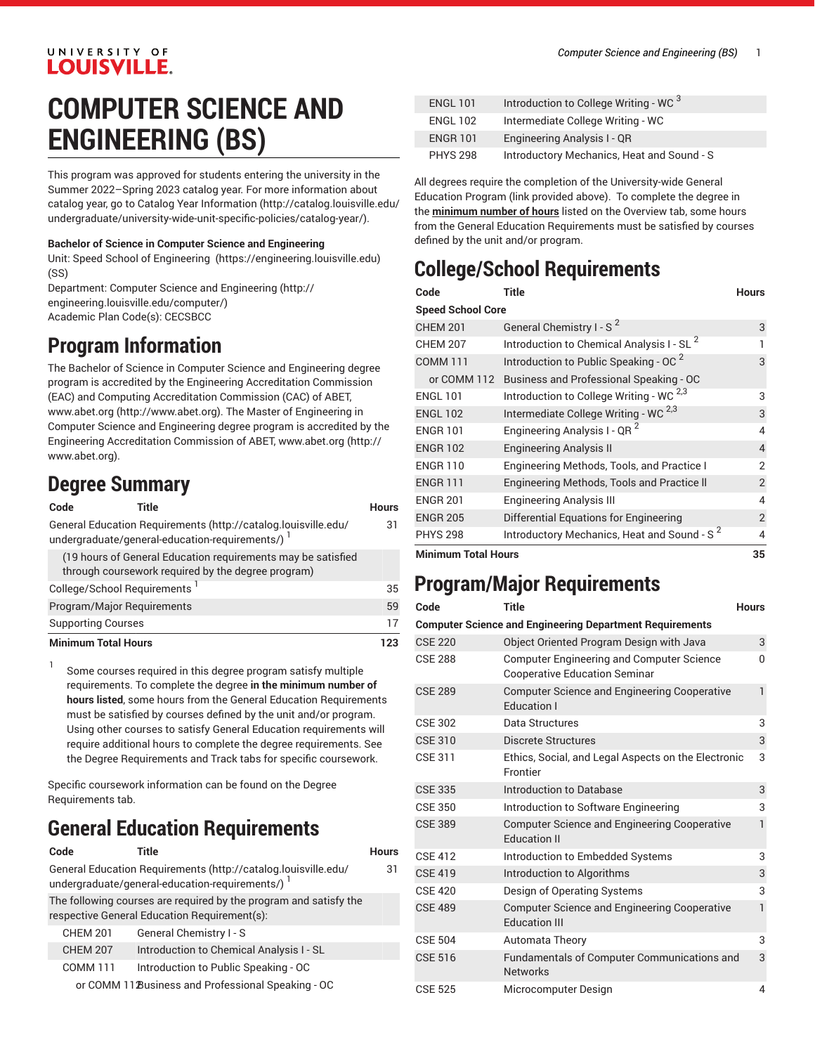# COMPUTER SCIENCE AND ENGINEERING (BS)

This program was approved for students entering the university in the Summer 2022–Spring 2023 catalog year. For more information about catalog year, go to Catalog Year Information (http://catalog.louisville.edu/undergraduate/university-wide-unit-specific-policies/catalog-year/).

**Bachelor of Science in Computer Science and Engineering**

Unit: Speed School of Engineering (https://engineering.louisville.edu) (SS)

Department: Computer Science and Engineering (http://engineering.louisville.edu/computer/)

Academic Plan Code(s): CECSBCC

## Program Information

The Bachelor of Science in Computer Science and Engineering degree program is accredited by the Engineering Accreditation Commission (EAC) and Computing Accreditation Commission (CAC) of ABET, www.abet.org (http://www.abet.org). The Master of Engineering in Computer Science and Engineering degree program is accredited by the Engineering Accreditation Commission of ABET, www.abet.org (http://www.abet.org).

## Degree Summary

| Code | Title | Hours |
|---|---|---|
| General Education Requirements (http://catalog.louisville.edu/undergraduate/general-education-requirements/) [1] | | 31 |
| (19 hours of General Education requirements may be satisfied through coursework required by the degree program) | | |
| College/School Requirements [1] | | 35 |
| Program/Major Requirements | | 59 |
| Supporting Courses | | 17 |
| **Minimum Total Hours** | | **123** |

1. Some courses required in this degree program satisfy multiple requirements. To complete the degree **in the minimum number of hours listed**, some hours from the General Education Requirements must be satisfied by courses defined by the unit and/or program. Using other courses to satisfy General Education requirements will require additional hours to complete the degree requirements. See the Degree Requirements and Track tabs for specific coursework.

Specific coursework information can be found on the Degree Requirements tab.

## General Education Requirements

| Code | Title | Hours |
|---|---|---|
| General Education Requirements (http://catalog.louisville.edu/undergraduate/general-education-requirements/) [1] | | 31 |
| The following courses are required by the program and satisfy the respective General Education Requirement(s): | | |
| CHEM 201 | General Chemistry I - S | |
| CHEM 207 | Introduction to Chemical Analysis I - SL | |
| COMM 111 | Introduction to Public Speaking - OC | |
| or COMM 112 | Business and Professional Speaking - OC | |
| ENGL 101 | Introduction to College Writing - WC [3] | |
| ENGL 102 | Intermediate College Writing - WC | |
| ENGR 101 | Engineering Analysis I - QR | |
| PHYS 298 | Introductory Mechanics, Heat and Sound - S | |

All degrees require the completion of the University-wide General Education Program (link provided above). To complete the degree in the **minimum number of hours** listed on the Overview tab, some hours from the General Education Requirements must be satisfied by courses defined by the unit and/or program.

## College/School Requirements

| Code | Title | Hours |
|---|---|---|
| **Speed School Core** | | |
| CHEM 201 | General Chemistry I - S [2] | 3 |
| CHEM 207 | Introduction to Chemical Analysis I - SL [2] | 1 |
| COMM 111 | Introduction to Public Speaking - OC [2] | 3 |
| or COMM 112 | Business and Professional Speaking - OC | |
| ENGL 101 | Introduction to College Writing - WC [2,3] | 3 |
| ENGL 102 | Intermediate College Writing - WC [2,3] | 3 |
| ENGR 101 | Engineering Analysis I - QR [2] | 4 |
| ENGR 102 | Engineering Analysis II | 4 |
| ENGR 110 | Engineering Methods, Tools, and Practice I | 2 |
| ENGR 111 | Engineering Methods, Tools and Practice II | 2 |
| ENGR 201 | Engineering Analysis III | 4 |
| ENGR 205 | Differential Equations for Engineering | 2 |
| PHYS 298 | Introductory Mechanics, Heat and Sound - S [2] | 4 |
| **Minimum Total Hours** | | **35** |

## Program/Major Requirements

| Code | Title | Hours |
|---|---|---|
| **Computer Science and Engineering Department Requirements** | | |
| CSE 220 | Object Oriented Program Design with Java | 3 |
| CSE 288 | Computer Engineering and Computer Science Cooperative Education Seminar | 0 |
| CSE 289 | Computer Science and Engineering Cooperative Education I | 1 |
| CSE 302 | Data Structures | 3 |
| CSE 310 | Discrete Structures | 3 |
| CSE 311 | Ethics, Social, and Legal Aspects on the Electronic Frontier | 3 |
| CSE 335 | Introduction to Database | 3 |
| CSE 350 | Introduction to Software Engineering | 3 |
| CSE 389 | Computer Science and Engineering Cooperative Education II | 1 |
| CSE 412 | Introduction to Embedded Systems | 3 |
| CSE 419 | Introduction to Algorithms | 3 |
| CSE 420 | Design of Operating Systems | 3 |
| CSE 489 | Computer Science and Engineering Cooperative Education III | 1 |
| CSE 504 | Automata Theory | 3 |
| CSE 516 | Fundamentals of Computer Communications and Networks | 3 |
| CSE 525 | Microcomputer Design | 4 |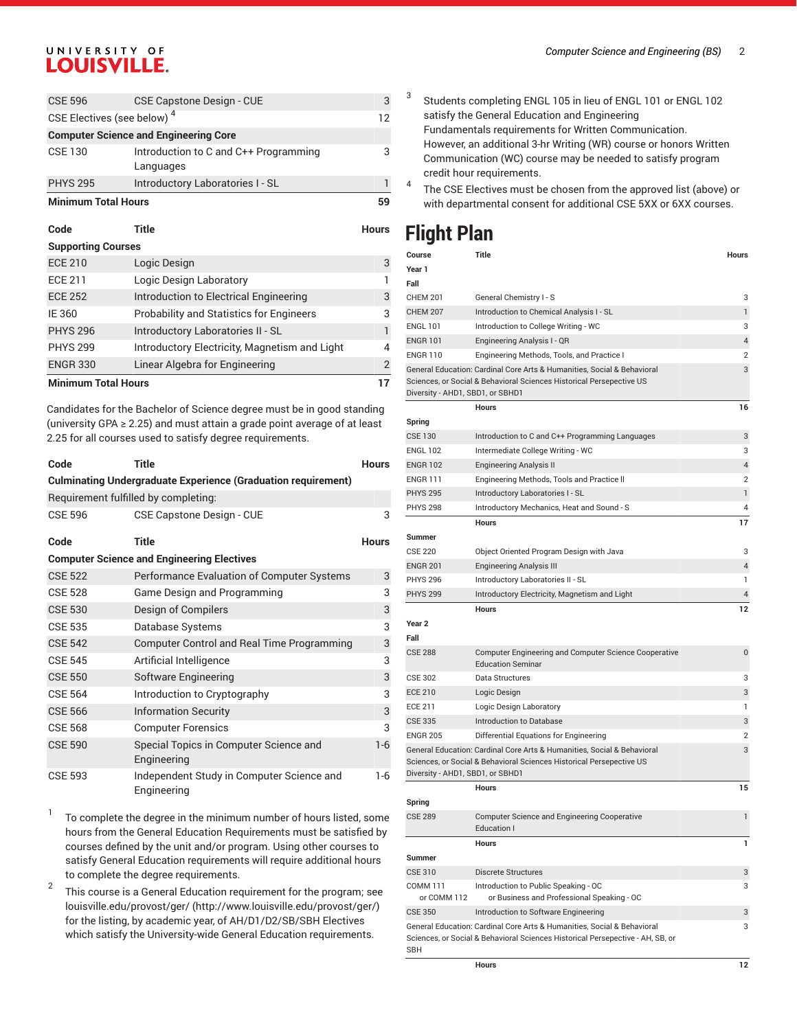| Code | Title | Hours |
| --- | --- | --- |
| CSE 596 | CSE Capstone Design - CUE | 3 |
| CSE Electives (see below) [4] | | 12 |
| **Computer Science and Engineering Core** | | |
| CSE 130 | Introduction to C and C++ Programming Languages | 3 |
| PHYS 295 | Introductory Laboratories I - SL | 1 |
| **Minimum Total Hours** | | **59** |

| Code | Title | Hours |
| --- | --- | --- |
| **Supporting Courses** | | |
| ECE 210 | Logic Design | 3 |
| ECE 211 | Logic Design Laboratory | 1 |
| ECE 252 | Introduction to Electrical Engineering | 3 |
| IE 360 | Probability and Statistics for Engineers | 3 |
| PHYS 296 | Introductory Laboratories II - SL | 1 |
| PHYS 299 | Introductory Electricity, Magnetism and Light | 4 |
| ENGR 330 | Linear Algebra for Engineering | 2 |
| **Minimum Total Hours** | | **17** |

Candidates for the Bachelor of Science degree must be in good standing (university GPA ≥ 2.25) and must attain a grade point average of at least 2.25 for all courses used to satisfy degree requirements.

| Code | Title | Hours |
| --- | --- | --- |
| **Culminating Undergraduate Experience (Graduation requirement)** | | |
| Requirement fulfilled by completing: | | |
| CSE 596 | CSE Capstone Design - CUE | 3 |

| Code | Title | Hours |
| --- | --- | --- |
| **Computer Science and Engineering Electives** | | |
| CSE 522 | Performance Evaluation of Computer Systems | 3 |
| CSE 528 | Game Design and Programming | 3 |
| CSE 530 | Design of Compilers | 3 |
| CSE 535 | Database Systems | 3 |
| CSE 542 | Computer Control and Real Time Programming | 3 |
| CSE 545 | Artificial Intelligence | 3 |
| CSE 550 | Software Engineering | 3 |
| CSE 564 | Introduction to Cryptography | 3 |
| CSE 566 | Information Security | 3 |
| CSE 568 | Computer Forensics | 3 |
| CSE 590 | Special Topics in Computer Science and Engineering | 1-6 |
| CSE 593 | Independent Study in Computer Science and Engineering | 1-6 |

1. To complete the degree in the minimum number of hours listed, some hours from the General Education Requirements must be satisfied by courses defined by the unit and/or program. Using other courses to satisfy General Education requirements will require additional hours to complete the degree requirements.
2. This course is a General Education requirement for the program; see louisville.edu/provost/ger/ (http://www.louisville.edu/provost/ger/) for the listing, by academic year, of AH/D1/D2/SB/SBH Electives which satisfy the University-wide General Education requirements.
3. Students completing ENGL 105 in lieu of ENGL 101 or ENGL 102 satisfy the General Education and Engineering Fundamentals requirements for Written Communication. However, an additional 3-hr Writing (WR) course or honors Written Communication (WC) course may be needed to satisfy program credit hour requirements.
4. The CSE Electives must be chosen from the approved list (above) or with departmental consent for additional CSE 5XX or 6XX courses.

# Flight Plan

| Course | Title | Hours |
| --- | --- | --- |
| **Year 1** | | |
| **Fall** | | |
| CHEM 201 | General Chemistry I - S | 3 |
| CHEM 207 | Introduction to Chemical Analysis I - SL | 1 |
| ENGL 101 | Introduction to College Writing - WC | 3 |
| ENGR 101 | Engineering Analysis I - QR | 4 |
| ENGR 110 | Engineering Methods, Tools, and Practice I | 2 |
| General Education: Cardinal Core Arts & Humanities, Social & Behavioral Sciences, or Social & Behavioral Sciences Historical Persepective US Diversity - AHD1, SBD1, or SBHD1 | | 3 |
| | **Hours** | **16** |
| **Spring** | | |
| CSE 130 | Introduction to C and C++ Programming Languages | 3 |
| ENGL 102 | Intermediate College Writing - WC | 3 |
| ENGR 102 | Engineering Analysis II | 4 |
| ENGR 111 | Engineering Methods, Tools and Practice II | 2 |
| PHYS 295 | Introductory Laboratories I - SL | 1 |
| PHYS 298 | Introductory Mechanics, Heat and Sound - S | 4 |
| | **Hours** | **17** |
| **Summer** | | |
| CSE 220 | Object Oriented Program Design with Java | 3 |
| ENGR 201 | Engineering Analysis III | 4 |
| PHYS 296 | Introductory Laboratories II - SL | 1 |
| PHYS 299 | Introductory Electricity, Magnetism and Light | 4 |
| | **Hours** | **12** |
| **Year 2** | | |
| **Fall** | | |
| CSE 288 | Computer Engineering and Computer Science Cooperative Education Seminar | 0 |
| CSE 302 | Data Structures | 3 |
| ECE 210 | Logic Design | 3 |
| ECE 211 | Logic Design Laboratory | 1 |
| CSE 335 | Introduction to Database | 3 |
| ENGR 205 | Differential Equations for Engineering | 2 |
| General Education: Cardinal Core Arts & Humanities, Social & Behavioral Sciences, or Social & Behavioral Sciences Historical Persepective US Diversity - AHD1, SBD1, or SBHD1 | | 3 |
| | **Hours** | **15** |
| **Spring** | | |
| CSE 289 | Computer Science and Engineering Cooperative Education I | 1 |
| | **Hours** | **1** |
| **Summer** | | |
| CSE 310 | Discrete Structures | 3 |
| COMM 111 or COMM 112 | Introduction to Public Speaking - OC or Business and Professional Speaking - OC | 3 |
| CSE 350 | Introduction to Software Engineering | 3 |
| General Education: Cardinal Core Arts & Humanities, Social & Behavioral Sciences, or Social & Behavioral Sciences Historical Persepective - AH, SB, or SBH | | 3 |
| | **Hours** | **12** |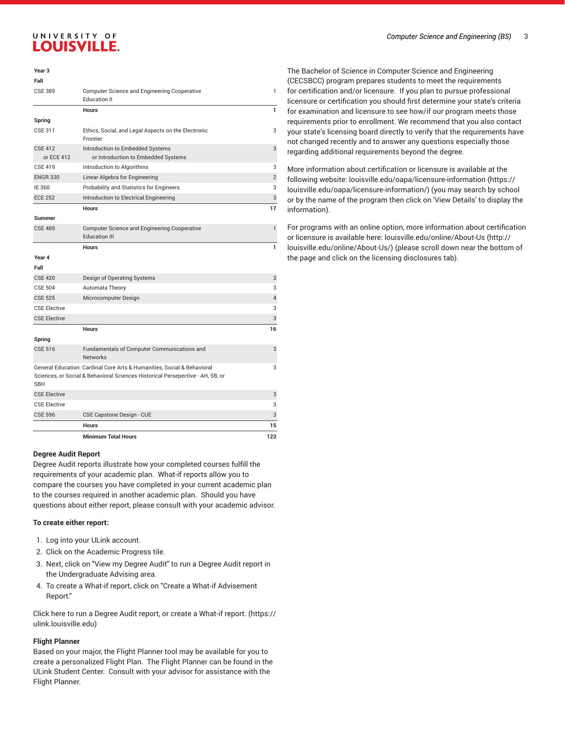| | | |
|---|---|---|
| **Year 3** | | |
| **Fall** | | |
| CSE 389 | Computer Science and Engineering Cooperative Education II | 1 |
| | **Hours** | **1** |
| **Spring** | | |
| CSE 311 | Ethics, Social, and Legal Aspects on the Electronic Frontier | 3 |
| CSE 412 or ECE 412 | Introduction to Embedded Systems or Introduction to Embedded Systems | 3 |
| CSE 419 | Introduction to Algorithms | 3 |
| ENGR 330 | Linear Algebra for Engineering | 2 |
| IE 360 | Probability and Statistics for Engineers | 3 |
| ECE 252 | Introduction to Electrical Engineering | 3 |
| | **Hours** | **17** |
| **Summer** | | |
| CSE 489 | Computer Science and Engineering Cooperative Education III | 1 |
| | **Hours** | **1** |
| **Year 4** | | |
| **Fall** | | |
| CSE 420 | Design of Operating Systems | 3 |
| CSE 504 | Automata Theory | 3 |
| CSE 525 | Microcomputer Design | 4 |
| CSE Elective | | 3 |
| CSE Elective | | 3 |
| | **Hours** | **16** |
| **Spring** | | |
| CSE 516 | Fundamentals of Computer Communications and Networks | 3 |
| General Education: Cardinal Core Arts & Humanities, Social & Behavioral Sciences, or Social & Behavioral Sciences Historical Persepective - AH, SB, or SBH | | 3 |
| CSE Elective | | 3 |
| CSE Elective | | 3 |
| CSE 596 | CSE Capstone Design - CUE | 3 |
| | **Hours** | **15** |
| | **Minimum Total Hours** | **123** |

## Degree Audit Report

Degree Audit reports illustrate how your completed courses fulfill the requirements of your academic plan. What-if reports allow you to compare the courses you have completed in your current academic plan to the courses required in another academic plan. Should you have questions about either report, please consult with your academic advisor.

**To create either report:**

1. Log into your ULink account.
2. Click on the Academic Progress tile.
3. Next, click on "View my Degree Audit" to run a Degree Audit report in the Undergraduate Advising area.
4. To create a What-if report, click on "Create a What-if Advisement Report."

Click here to run a Degree Audit report, or create a What-if report. (https://ulink.louisville.edu)

## Flight Planner

Based on your major, the Flight Planner tool may be available for you to create a personalized Flight Plan. The Flight Planner can be found in the ULink Student Center. Consult with your advisor for assistance with the Flight Planner.

The Bachelor of Science in Computer Science and Engineering (CECSBCC) program prepares students to meet the requirements for certification and/or licensure. If you plan to pursue professional licensure or certification you should first determine your state's criteria for examination and licensure to see how/if our program meets those requirements prior to enrollment. We recommend that you also contact your state's licensing board directly to verify that the requirements have not changed recently and to answer any questions especially those regarding additional requirements beyond the degree.

More information about certification or licensure is available at the following website: louisville.edu/oapa/licensure-information (https://louisville.edu/oapa/licensure-information/) (you may search by school or by the name of the program then click on 'View Details' to display the information).

For programs with an online option, more information about certification or licensure is available here: louisville.edu/online/About-Us (http://louisville.edu/online/About-Us/) (please scroll down near the bottom of the page and click on the licensing disclosures tab).